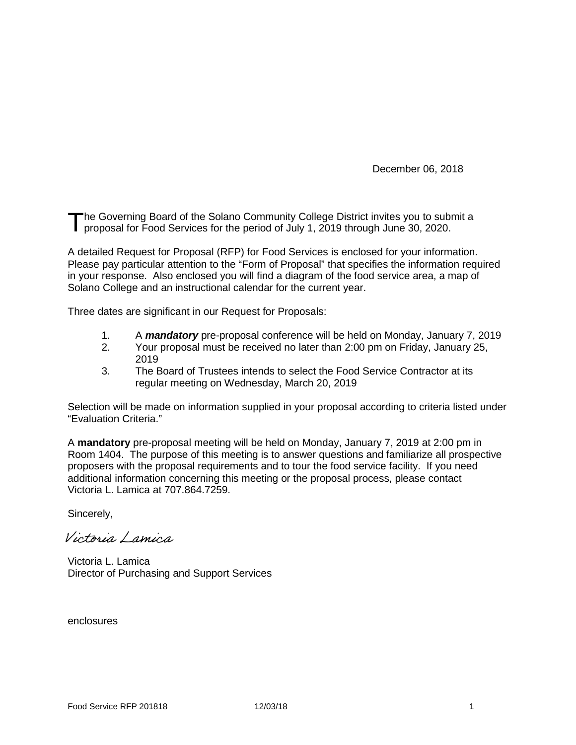December 06, 2018

The Governing Board of the Solano Community College District invites you to submit a proposal for Food Services for the period of July 1, 2019 through June 30, 2020.

A detailed Request for Proposal (RFP) for Food Services is enclosed for your information. Please pay particular attention to the "Form of Proposal" that specifies the information required in your response. Also enclosed you will find a diagram of the food service area, a map of Solano College and an instructional calendar for the current year.

Three dates are significant in our Request for Proposals:

1. A ***mandatory*** pre-proposal conference will be held on Monday, January 7, 2019
2. Your proposal must be received no later than 2:00 pm on Friday, January 25, 2019
3. The Board of Trustees intends to select the Food Service Contractor at its regular meeting on Wednesday, March 20, 2019

Selection will be made on information supplied in your proposal according to criteria listed under "Evaluation Criteria."

A **mandatory** pre-proposal meeting will be held on Monday, January 7, 2019 at 2:00 pm in Room 1404. The purpose of this meeting is to answer questions and familiarize all prospective proposers with the proposal requirements and to tour the food service facility. If you need additional information concerning this meeting or the proposal process, please contact Victoria L. Lamica at 707.864.7259.

Sincerely,

*Victoria Lamica*

Victoria L. Lamica
Director of Purchasing and Support Services

enclosures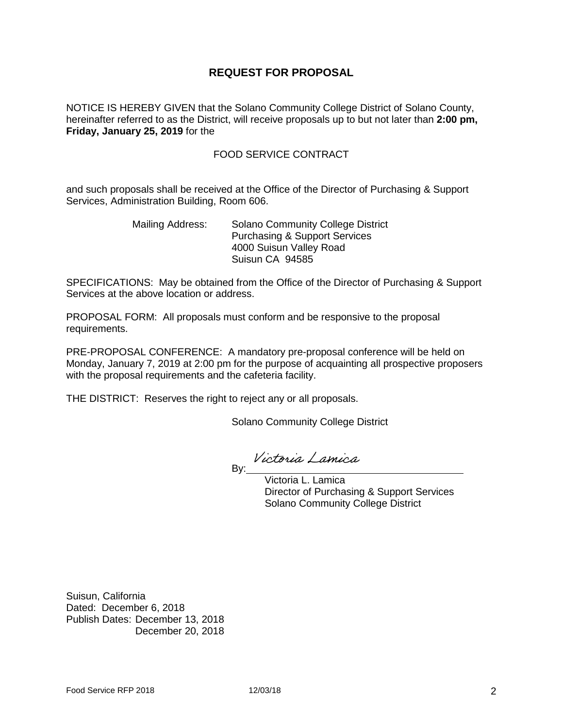# REQUEST FOR PROPOSAL

NOTICE IS HEREBY GIVEN that the Solano Community College District of Solano County, hereinafter referred to as the District, will receive proposals up to but not later than **2:00 pm, Friday, January 25, 2019** for the

FOOD SERVICE CONTRACT

and such proposals shall be received at the Office of the Director of Purchasing & Support Services, Administration Building, Room 606.

Mailing Address: Solano Community College District
Purchasing & Support Services
4000 Suisun Valley Road
Suisun CA 94585

SPECIFICATIONS: May be obtained from the Office of the Director of Purchasing & Support Services at the above location or address.

PROPOSAL FORM: All proposals must conform and be responsive to the proposal requirements.

PRE-PROPOSAL CONFERENCE: A mandatory pre-proposal conference will be held on Monday, January 7, 2019 at 2:00 pm for the purpose of acquainting all prospective proposers with the proposal requirements and the cafeteria facility.

THE DISTRICT: Reserves the right to reject any or all proposals.

Solano Community College District

By: *Victoria Lamica*

Victoria L. Lamica
Director of Purchasing & Support Services
Solano Community College District

Suisun, California
Dated: December 6, 2018
Publish Dates: December 13, 2018
December 20, 2018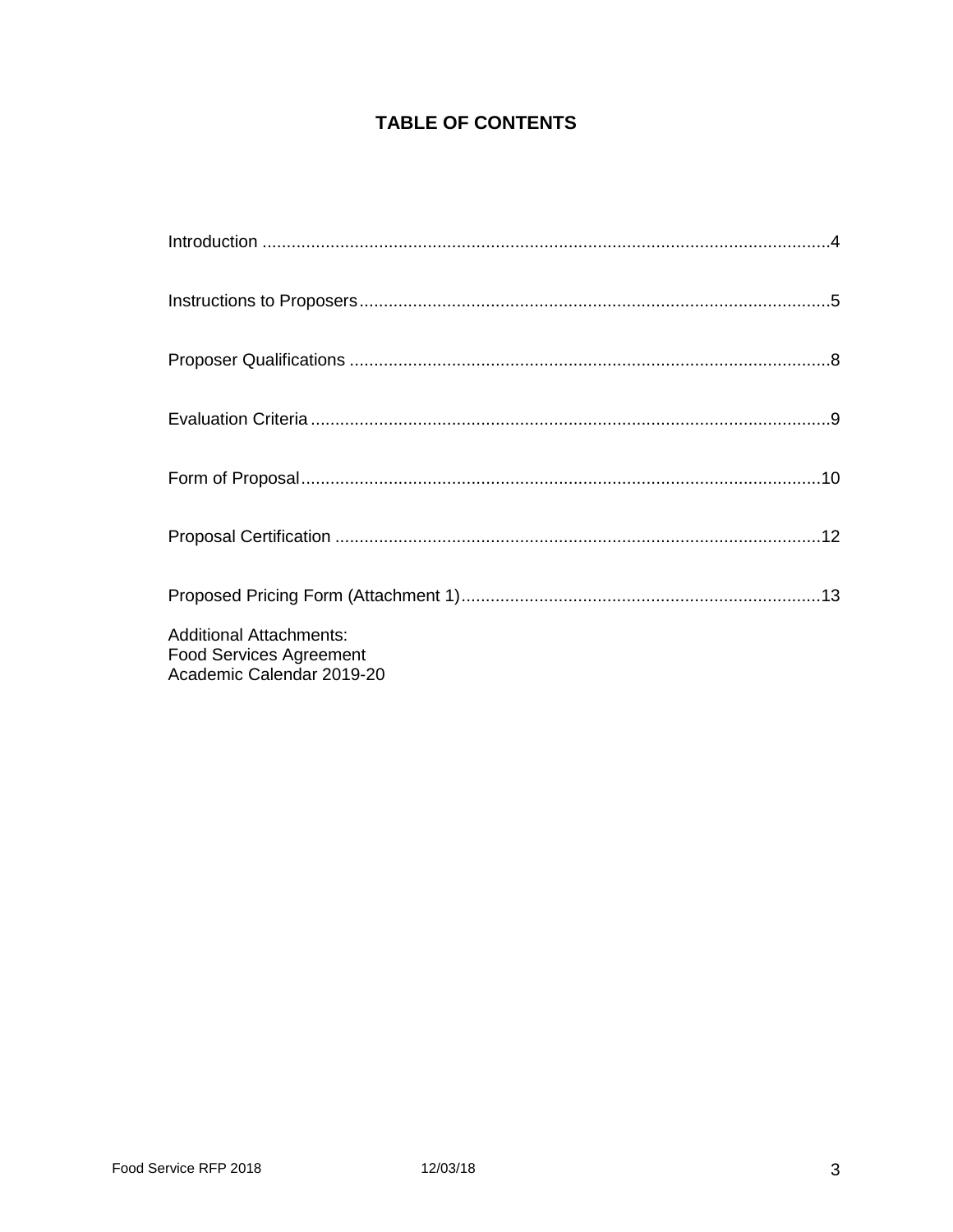# TABLE OF CONTENTS

Introduction ....................................................................................................................4

Instructions to Proposers.................................................................................................5

Proposer Qualifications ...................................................................................................8

Evaluation Criteria ...........................................................................................................9

Form of Proposal...........................................................................................................10

Proposal Certification ....................................................................................................12

Proposed Pricing Form (Attachment 1).........................................................................13

Additional Attachments:
Food Services Agreement
Academic Calendar 2019-20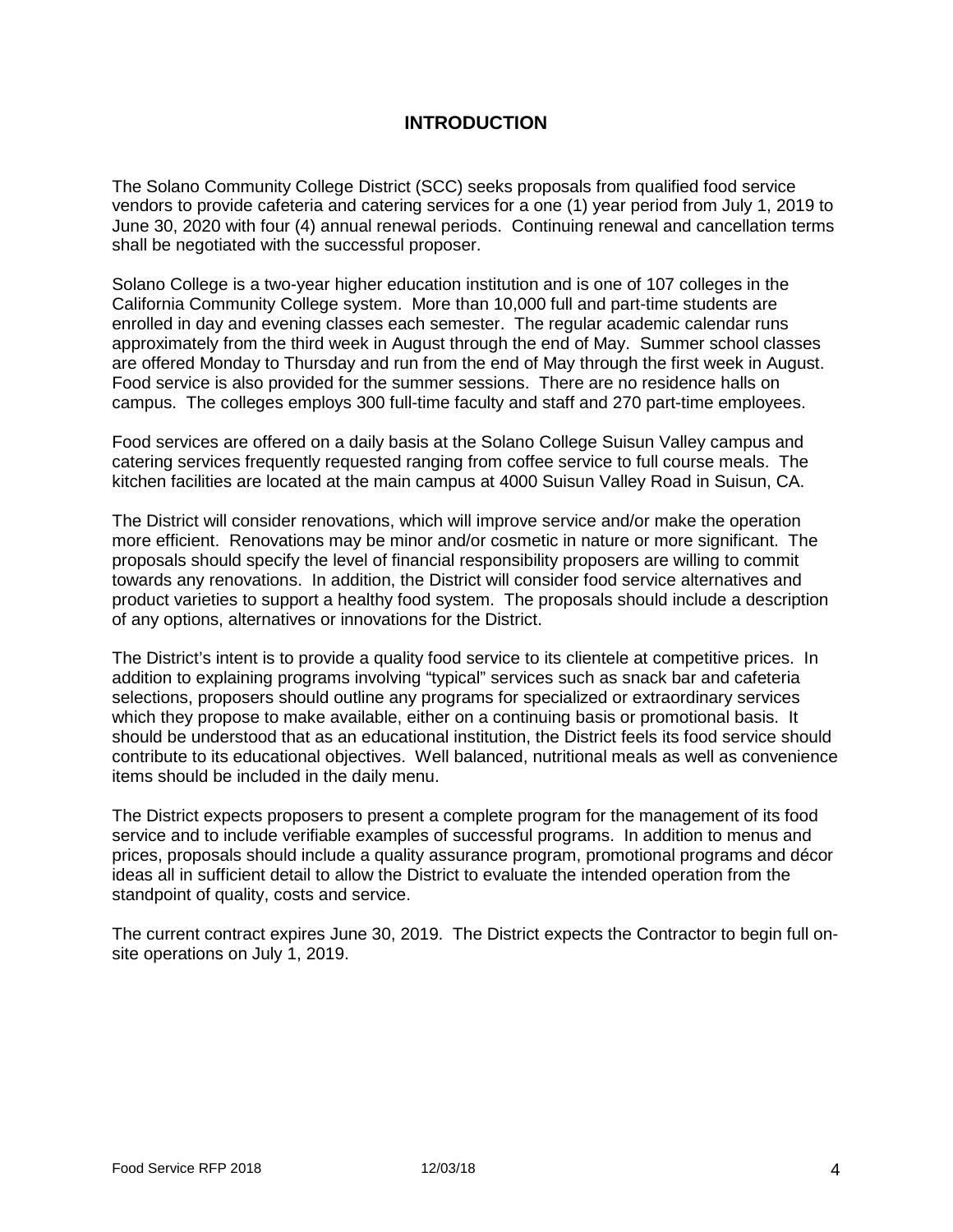# INTRODUCTION

The Solano Community College District (SCC) seeks proposals from qualified food service vendors to provide cafeteria and catering services for a one (1) year period from July 1, 2019 to June 30, 2020 with four (4) annual renewal periods. Continuing renewal and cancellation terms shall be negotiated with the successful proposer.

Solano College is a two-year higher education institution and is one of 107 colleges in the California Community College system. More than 10,000 full and part-time students are enrolled in day and evening classes each semester. The regular academic calendar runs approximately from the third week in August through the end of May. Summer school classes are offered Monday to Thursday and run from the end of May through the first week in August. Food service is also provided for the summer sessions. There are no residence halls on campus. The colleges employs 300 full-time faculty and staff and 270 part-time employees.

Food services are offered on a daily basis at the Solano College Suisun Valley campus and catering services frequently requested ranging from coffee service to full course meals. The kitchen facilities are located at the main campus at 4000 Suisun Valley Road in Suisun, CA.

The District will consider renovations, which will improve service and/or make the operation more efficient. Renovations may be minor and/or cosmetic in nature or more significant. The proposals should specify the level of financial responsibility proposers are willing to commit towards any renovations. In addition, the District will consider food service alternatives and product varieties to support a healthy food system. The proposals should include a description of any options, alternatives or innovations for the District.

The District's intent is to provide a quality food service to its clientele at competitive prices. In addition to explaining programs involving "typical" services such as snack bar and cafeteria selections, proposers should outline any programs for specialized or extraordinary services which they propose to make available, either on a continuing basis or promotional basis. It should be understood that as an educational institution, the District feels its food service should contribute to its educational objectives. Well balanced, nutritional meals as well as convenience items should be included in the daily menu.

The District expects proposers to present a complete program for the management of its food service and to include verifiable examples of successful programs. In addition to menus and prices, proposals should include a quality assurance program, promotional programs and décor ideas all in sufficient detail to allow the District to evaluate the intended operation from the standpoint of quality, costs and service.

The current contract expires June 30, 2019. The District expects the Contractor to begin full on-site operations on July 1, 2019.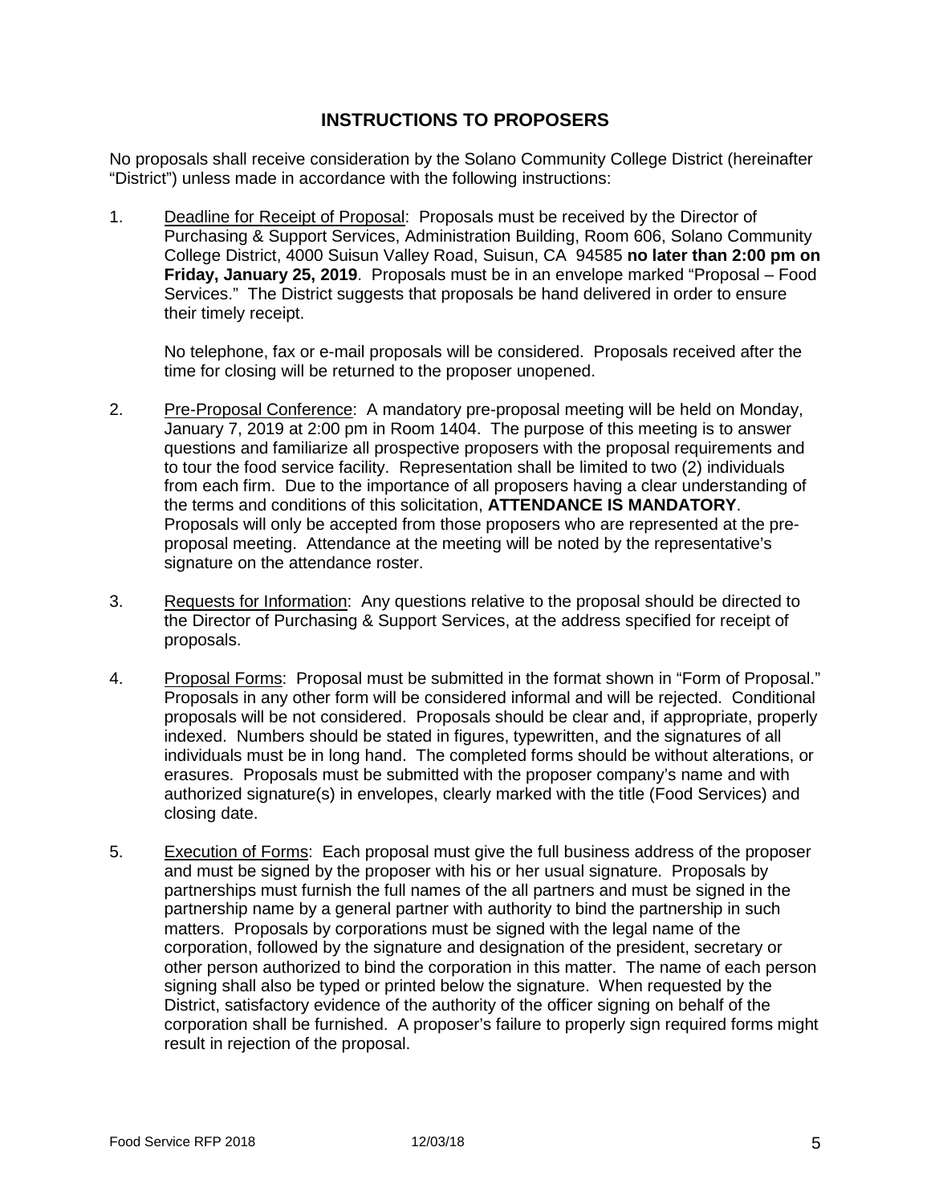## INSTRUCTIONS TO PROPOSERS

No proposals shall receive consideration by the Solano Community College District (hereinafter "District") unless made in accordance with the following instructions:

1. Deadline for Receipt of Proposal: Proposals must be received by the Director of Purchasing & Support Services, Administration Building, Room 606, Solano Community College District, 4000 Suisun Valley Road, Suisun, CA 94585 **no later than 2:00 pm on Friday, January 25, 2019**. Proposals must be in an envelope marked "Proposal – Food Services." The District suggests that proposals be hand delivered in order to ensure their timely receipt.

   No telephone, fax or e-mail proposals will be considered. Proposals received after the time for closing will be returned to the proposer unopened.

2. Pre-Proposal Conference: A mandatory pre-proposal meeting will be held on Monday, January 7, 2019 at 2:00 pm in Room 1404. The purpose of this meeting is to answer questions and familiarize all prospective proposers with the proposal requirements and to tour the food service facility. Representation shall be limited to two (2) individuals from each firm. Due to the importance of all proposers having a clear understanding of the terms and conditions of this solicitation, **ATTENDANCE IS MANDATORY**. Proposals will only be accepted from those proposers who are represented at the pre-proposal meeting. Attendance at the meeting will be noted by the representative's signature on the attendance roster.

3. Requests for Information: Any questions relative to the proposal should be directed to the Director of Purchasing & Support Services, at the address specified for receipt of proposals.

4. Proposal Forms: Proposal must be submitted in the format shown in "Form of Proposal." Proposals in any other form will be considered informal and will be rejected. Conditional proposals will be not considered. Proposals should be clear and, if appropriate, properly indexed. Numbers should be stated in figures, typewritten, and the signatures of all individuals must be in long hand. The completed forms should be without alterations, or erasures. Proposals must be submitted with the proposer company's name and with authorized signature(s) in envelopes, clearly marked with the title (Food Services) and closing date.

5. Execution of Forms: Each proposal must give the full business address of the proposer and must be signed by the proposer with his or her usual signature. Proposals by partnerships must furnish the full names of the all partners and must be signed in the partnership name by a general partner with authority to bind the partnership in such matters. Proposals by corporations must be signed with the legal name of the corporation, followed by the signature and designation of the president, secretary or other person authorized to bind the corporation in this matter. The name of each person signing shall also be typed or printed below the signature. When requested by the District, satisfactory evidence of the authority of the officer signing on behalf of the corporation shall be furnished. A proposer's failure to properly sign required forms might result in rejection of the proposal.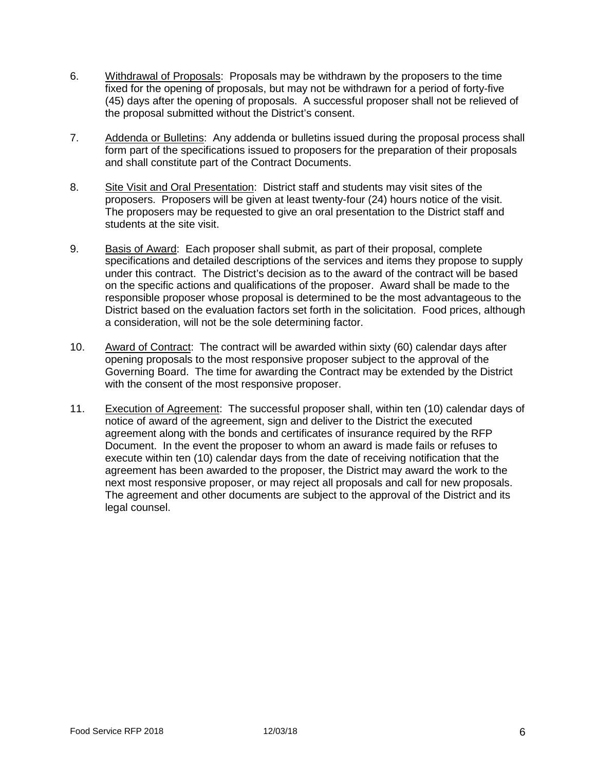6. Withdrawal of Proposals: Proposals may be withdrawn by the proposers to the time fixed for the opening of proposals, but may not be withdrawn for a period of forty-five (45) days after the opening of proposals. A successful proposer shall not be relieved of the proposal submitted without the District's consent.

7. Addenda or Bulletins: Any addenda or bulletins issued during the proposal process shall form part of the specifications issued to proposers for the preparation of their proposals and shall constitute part of the Contract Documents.

8. Site Visit and Oral Presentation: District staff and students may visit sites of the proposers. Proposers will be given at least twenty-four (24) hours notice of the visit. The proposers may be requested to give an oral presentation to the District staff and students at the site visit.

9. Basis of Award: Each proposer shall submit, as part of their proposal, complete specifications and detailed descriptions of the services and items they propose to supply under this contract. The District's decision as to the award of the contract will be based on the specific actions and qualifications of the proposer. Award shall be made to the responsible proposer whose proposal is determined to be the most advantageous to the District based on the evaluation factors set forth in the solicitation. Food prices, although a consideration, will not be the sole determining factor.

10. Award of Contract: The contract will be awarded within sixty (60) calendar days after opening proposals to the most responsive proposer subject to the approval of the Governing Board. The time for awarding the Contract may be extended by the District with the consent of the most responsive proposer.

11. Execution of Agreement: The successful proposer shall, within ten (10) calendar days of notice of award of the agreement, sign and deliver to the District the executed agreement along with the bonds and certificates of insurance required by the RFP Document. In the event the proposer to whom an award is made fails or refuses to execute within ten (10) calendar days from the date of receiving notification that the agreement has been awarded to the proposer, the District may award the work to the next most responsive proposer, or may reject all proposals and call for new proposals. The agreement and other documents are subject to the approval of the District and its legal counsel.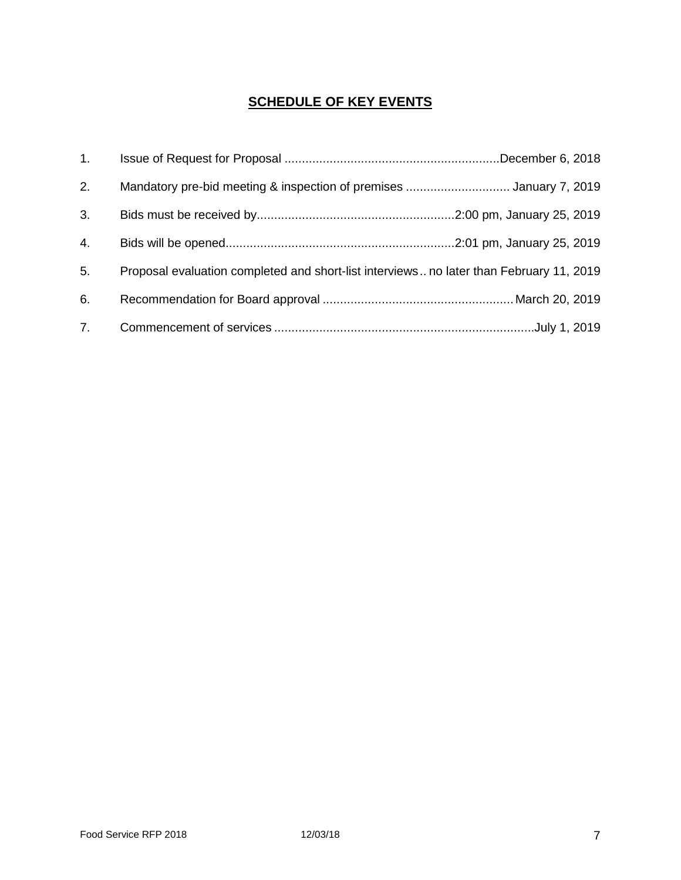## SCHEDULE OF KEY EVENTS

1. Issue of Request for Proposal ............................................................December 6, 2018
2. Mandatory pre-bid meeting & inspection of premises ............................. January 7, 2019
3. Bids must be received by........................................................2:00 pm, January 25, 2019
4. Bids will be opened.................................................................2:01 pm, January 25, 2019
5. Proposal evaluation completed and short-list interviews .. no later than February 11, 2019
6. Recommendation for Board approval ...................................................... March 20, 2019
7. Commencement of services ..........................................................................July 1, 2019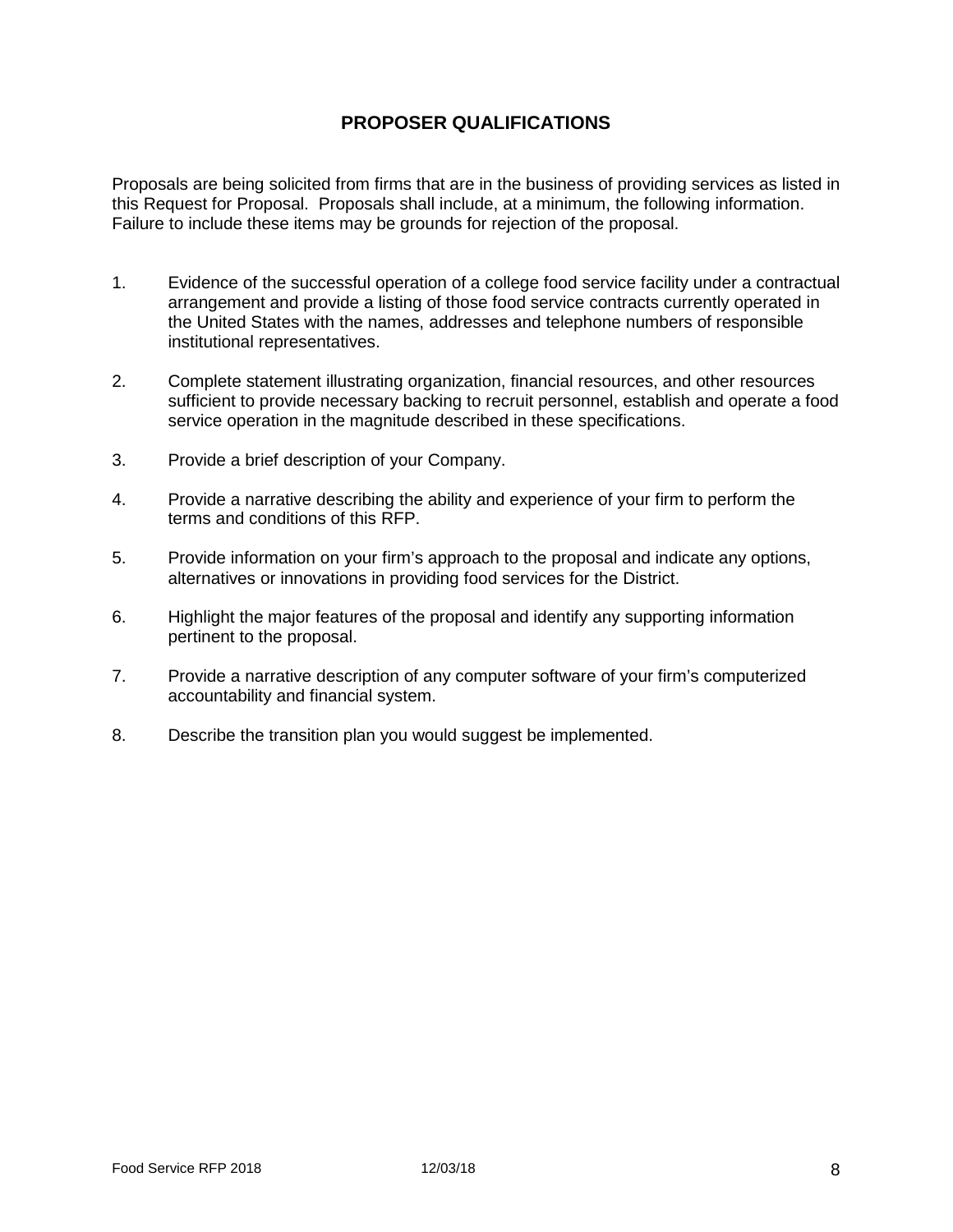## PROPOSER QUALIFICATIONS

Proposals are being solicited from firms that are in the business of providing services as listed in this Request for Proposal. Proposals shall include, at a minimum, the following information. Failure to include these items may be grounds for rejection of the proposal.

1. Evidence of the successful operation of a college food service facility under a contractual arrangement and provide a listing of those food service contracts currently operated in the United States with the names, addresses and telephone numbers of responsible institutional representatives.

2. Complete statement illustrating organization, financial resources, and other resources sufficient to provide necessary backing to recruit personnel, establish and operate a food service operation in the magnitude described in these specifications.

3. Provide a brief description of your Company.

4. Provide a narrative describing the ability and experience of your firm to perform the terms and conditions of this RFP.

5. Provide information on your firm's approach to the proposal and indicate any options, alternatives or innovations in providing food services for the District.

6. Highlight the major features of the proposal and identify any supporting information pertinent to the proposal.

7. Provide a narrative description of any computer software of your firm's computerized accountability and financial system.

8. Describe the transition plan you would suggest be implemented.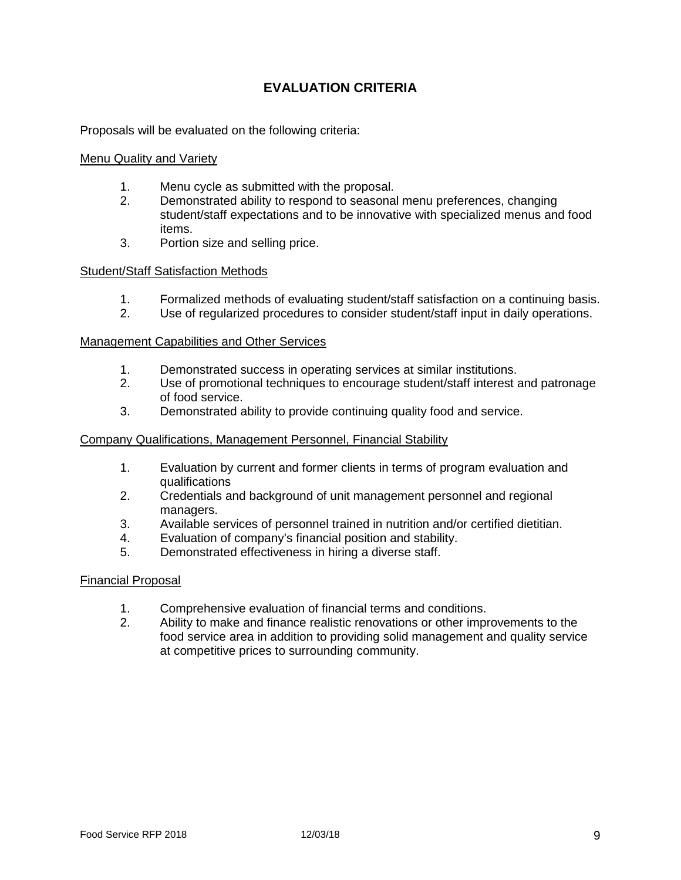# EVALUATION CRITERIA

Proposals will be evaluated on the following criteria:

Menu Quality and Variety

1. Menu cycle as submitted with the proposal.
2. Demonstrated ability to respond to seasonal menu preferences, changing student/staff expectations and to be innovative with specialized menus and food items.
3. Portion size and selling price.

Student/Staff Satisfaction Methods

1. Formalized methods of evaluating student/staff satisfaction on a continuing basis.
2. Use of regularized procedures to consider student/staff input in daily operations.

Management Capabilities and Other Services

1. Demonstrated success in operating services at similar institutions.
2. Use of promotional techniques to encourage student/staff interest and patronage of food service.
3. Demonstrated ability to provide continuing quality food and service.

Company Qualifications, Management Personnel, Financial Stability

1. Evaluation by current and former clients in terms of program evaluation and qualifications
2. Credentials and background of unit management personnel and regional managers.
3. Available services of personnel trained in nutrition and/or certified dietitian.
4. Evaluation of company's financial position and stability.
5. Demonstrated effectiveness in hiring a diverse staff.

Financial Proposal

1. Comprehensive evaluation of financial terms and conditions.
2. Ability to make and finance realistic renovations or other improvements to the food service area in addition to providing solid management and quality service at competitive prices to surrounding community.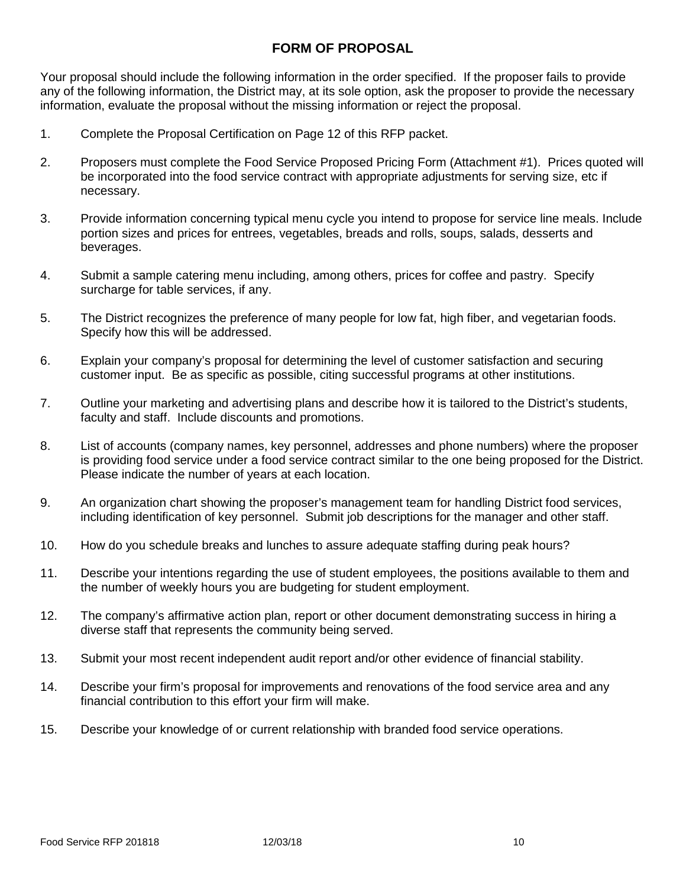## FORM OF PROPOSAL

Your proposal should include the following information in the order specified. If the proposer fails to provide any of the following information, the District may, at its sole option, ask the proposer to provide the necessary information, evaluate the proposal without the missing information or reject the proposal.

1. Complete the Proposal Certification on Page 12 of this RFP packet.
2. Proposers must complete the Food Service Proposed Pricing Form (Attachment #1). Prices quoted will be incorporated into the food service contract with appropriate adjustments for serving size, etc if necessary.
3. Provide information concerning typical menu cycle you intend to propose for service line meals. Include portion sizes and prices for entrees, vegetables, breads and rolls, soups, salads, desserts and beverages.
4. Submit a sample catering menu including, among others, prices for coffee and pastry. Specify surcharge for table services, if any.
5. The District recognizes the preference of many people for low fat, high fiber, and vegetarian foods. Specify how this will be addressed.
6. Explain your company's proposal for determining the level of customer satisfaction and securing customer input. Be as specific as possible, citing successful programs at other institutions.
7. Outline your marketing and advertising plans and describe how it is tailored to the District's students, faculty and staff. Include discounts and promotions.
8. List of accounts (company names, key personnel, addresses and phone numbers) where the proposer is providing food service under a food service contract similar to the one being proposed for the District. Please indicate the number of years at each location.
9. An organization chart showing the proposer's management team for handling District food services, including identification of key personnel. Submit job descriptions for the manager and other staff.
10. How do you schedule breaks and lunches to assure adequate staffing during peak hours?
11. Describe your intentions regarding the use of student employees, the positions available to them and the number of weekly hours you are budgeting for student employment.
12. The company's affirmative action plan, report or other document demonstrating success in hiring a diverse staff that represents the community being served.
13. Submit your most recent independent audit report and/or other evidence of financial stability.
14. Describe your firm's proposal for improvements and renovations of the food service area and any financial contribution to this effort your firm will make.
15. Describe your knowledge of or current relationship with branded food service operations.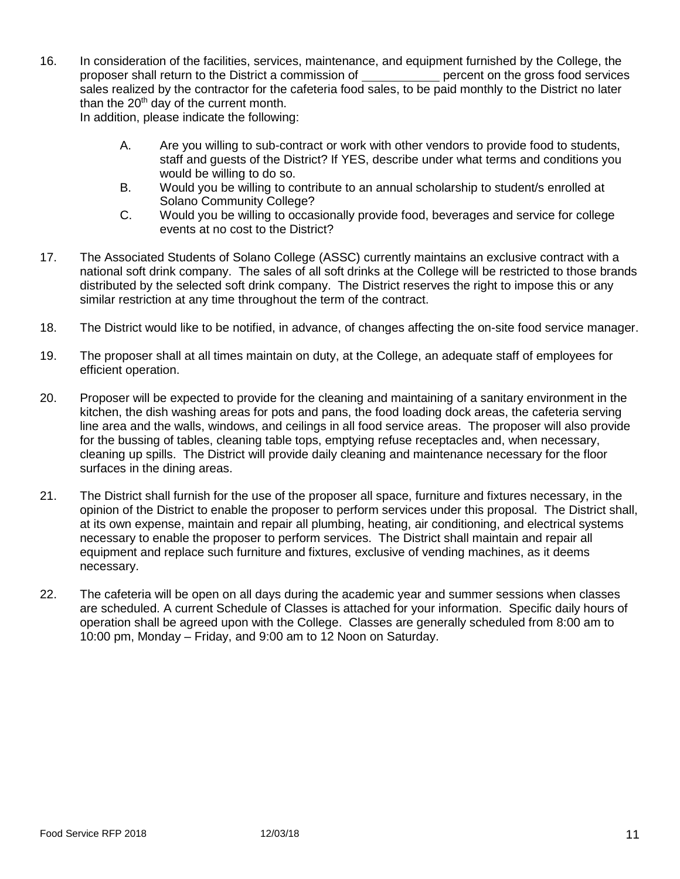16. In consideration of the facilities, services, maintenance, and equipment furnished by the College, the proposer shall return to the District a commission of ___________ percent on the gross food services sales realized by the contractor for the cafeteria food sales, to be paid monthly to the District no later than the 20th day of the current month.
    In addition, please indicate the following:

    A. Are you willing to sub-contract or work with other vendors to provide food to students, staff and guests of the District? If YES, describe under what terms and conditions you would be willing to do so.
    B. Would you be willing to contribute to an annual scholarship to student/s enrolled at Solano Community College?
    C. Would you be willing to occasionally provide food, beverages and service for college events at no cost to the District?

17. The Associated Students of Solano College (ASSC) currently maintains an exclusive contract with a national soft drink company. The sales of all soft drinks at the College will be restricted to those brands distributed by the selected soft drink company. The District reserves the right to impose this or any similar restriction at any time throughout the term of the contract.

18. The District would like to be notified, in advance, of changes affecting the on-site food service manager.

19. The proposer shall at all times maintain on duty, at the College, an adequate staff of employees for efficient operation.

20. Proposer will be expected to provide for the cleaning and maintaining of a sanitary environment in the kitchen, the dish washing areas for pots and pans, the food loading dock areas, the cafeteria serving line area and the walls, windows, and ceilings in all food service areas. The proposer will also provide for the bussing of tables, cleaning table tops, emptying refuse receptacles and, when necessary, cleaning up spills. The District will provide daily cleaning and maintenance necessary for the floor surfaces in the dining areas.

21. The District shall furnish for the use of the proposer all space, furniture and fixtures necessary, in the opinion of the District to enable the proposer to perform services under this proposal. The District shall, at its own expense, maintain and repair all plumbing, heating, air conditioning, and electrical systems necessary to enable the proposer to perform services. The District shall maintain and repair all equipment and replace such furniture and fixtures, exclusive of vending machines, as it deems necessary.

22. The cafeteria will be open on all days during the academic year and summer sessions when classes are scheduled. A current Schedule of Classes is attached for your information. Specific daily hours of operation shall be agreed upon with the College. Classes are generally scheduled from 8:00 am to 10:00 pm, Monday – Friday, and 9:00 am to 12 Noon on Saturday.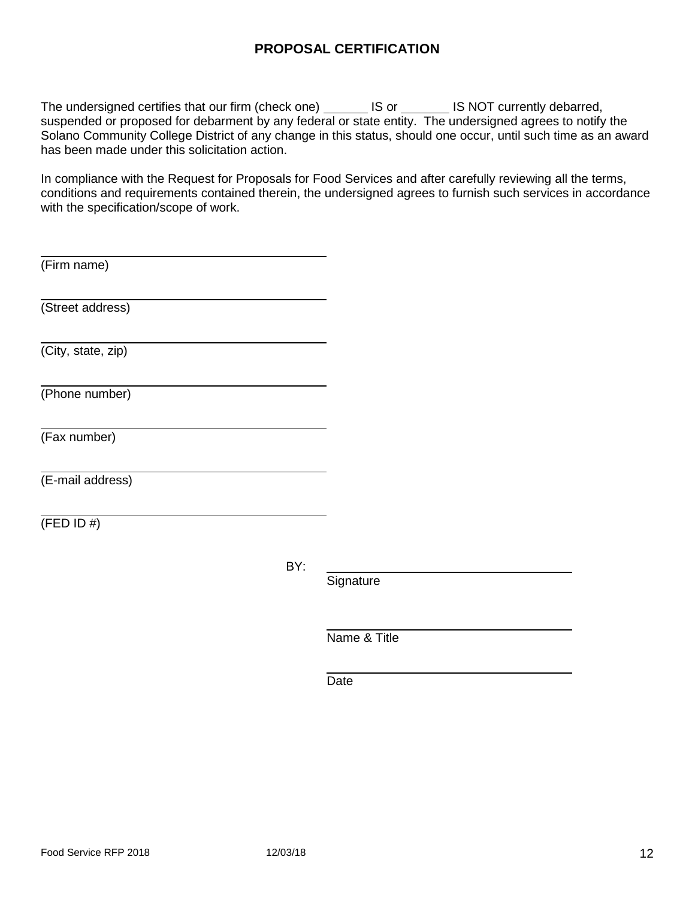# PROPOSAL CERTIFICATION

The undersigned certifies that our firm (check one) ______ IS or _______ IS NOT currently debarred, suspended or proposed for debarment by any federal or state entity. The undersigned agrees to notify the Solano Community College District of any change in this status, should one occur, until such time as an award has been made under this solicitation action.

In compliance with the Request for Proposals for Food Services and after carefully reviewing all the terms, conditions and requirements contained therein, the undersigned agrees to furnish such services in accordance with the specification/scope of work.

______________________________________
(Firm name)

______________________________________
(Street address)

______________________________________
(City, state, zip)

______________________________________
(Phone number)

______________________________________
(Fax number)

______________________________________
(E-mail address)

______________________________________
(FED ID #)

BY: ______________________________________
Signature

______________________________________
Name & Title

______________________________________
Date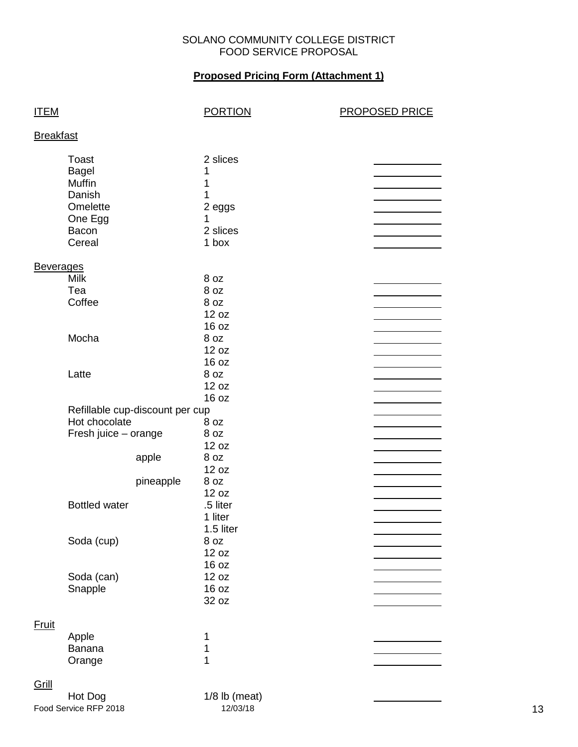SOLANO COMMUNITY COLLEGE DISTRICT
FOOD SERVICE PROPOSAL

**Proposed Pricing Form (Attachment 1)**

| ITEM | PORTION | PROPOSED PRICE |
|---|---|---|
| **Breakfast** | | |
| Toast | 2 slices | ______ |
| Bagel | 1 | ______ |
| Muffin | 1 | ______ |
| Danish | 1 | ______ |
| Omelette | 2 eggs | ______ |
| One Egg | 1 | ______ |
| Bacon | 2 slices | ______ |
| Cereal | 1 box | ______ |
| **Beverages** | | |
| Milk | 8 oz | ______ |
| Tea | 8 oz | ______ |
| Coffee | 8 oz | ______ |
| | 12 oz | ______ |
| | 16 oz | ______ |
| Mocha | 8 oz | ______ |
| | 12 oz | ______ |
| | 16 oz | ______ |
| Latte | 8 oz | ______ |
| | 12 oz | ______ |
| | 16 oz | ______ |
| Refillable cup-discount per cup | | ______ |
| Hot chocolate | 8 oz | ______ |
| Fresh juice – orange | 8 oz | ______ |
| | 12 oz | ______ |
| apple | 8 oz | ______ |
| | 12 oz | ______ |
| pineapple | 8 oz | ______ |
| | 12 oz | ______ |
| Bottled water | .5 liter | ______ |
| | 1 liter | ______ |
| | 1.5 liter | ______ |
| Soda (cup) | 8 oz | ______ |
| | 12 oz | ______ |
| | 16 oz | ______ |
| Soda (can) | 12 oz | ______ |
| Snapple | 16 oz | ______ |
| | 32 oz | ______ |
| **Fruit** | | |
| Apple | 1 | ______ |
| Banana | 1 | ______ |
| Orange | 1 | ______ |
| **Grill** | | |
| Hot Dog | 1/8 lb (meat) | ______ |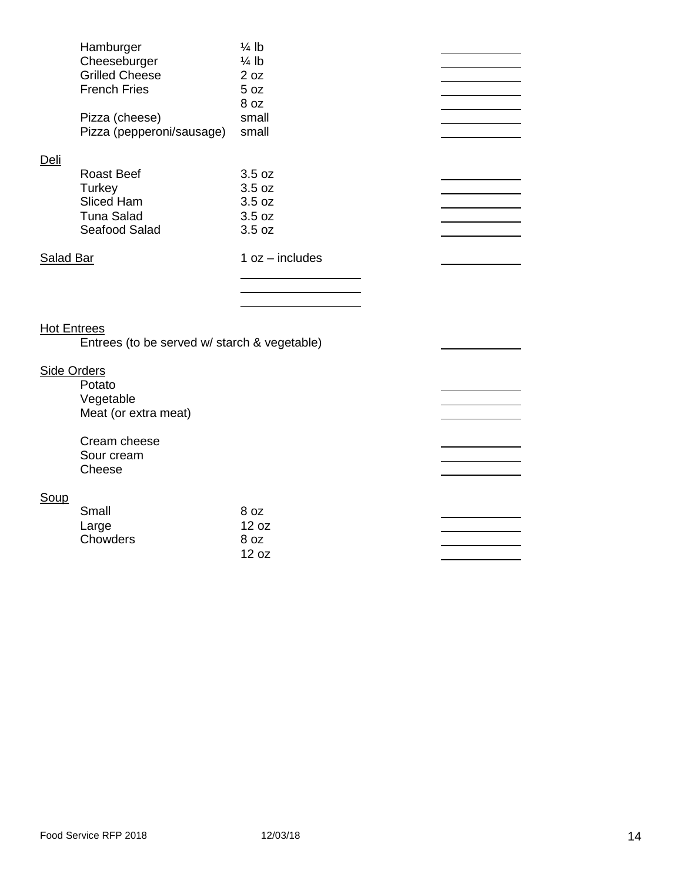| Item | Size | Price |
|---|---|---|
| Hamburger | ¼ lb | ________ |
| Cheeseburger | ¼ lb | ________ |
| Grilled Cheese | 2 oz | ________ |
| French Fries | 5 oz | ________ |
| | 8 oz | ________ |
| Pizza (cheese) | small | ________ |
| Pizza (pepperoni/sausage) | small | ________ |

**Deli**

| Item | Size | Price |
|---|---|---|
| Roast Beef | 3.5 oz | ________ |
| Turkey | 3.5 oz | ________ |
| Sliced Ham | 3.5 oz | ________ |
| Tuna Salad | 3.5 oz | ________ |
| Seafood Salad | 3.5 oz | ________ |

**Salad Bar** 1 oz – includes ________

________________

________________

________________

**Hot Entrees**

Entrees (to be served w/ starch & vegetable) ________

**Side Orders**

| Item | Price |
|---|---|
| Potato | ________ |
| Vegetable | ________ |
| Meat (or extra meat) | ________ |
| Cream cheese | ________ |
| Sour cream | ________ |
| Cheese | ________ |

**Soup**

| Item | Size | Price |
|---|---|---|
| Small | 8 oz | ________ |
| Large | 12 oz | ________ |
| Chowders | 8 oz | ________ |
| | 12 oz | ________ |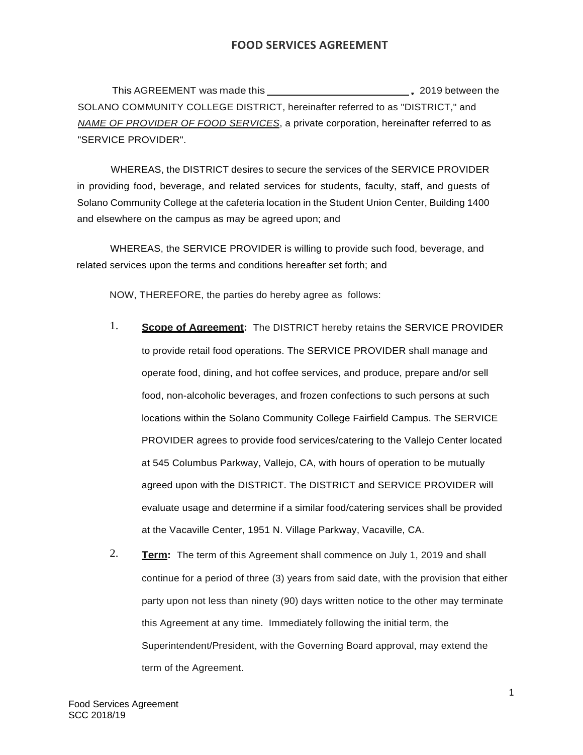# FOOD SERVICES AGREEMENT

This AGREEMENT was made this ______________________, 2019 between the SOLANO COMMUNITY COLLEGE DISTRICT, hereinafter referred to as "DISTRICT," and *NAME OF PROVIDER OF FOOD SERVICES*, a private corporation, hereinafter referred to as "SERVICE PROVIDER".

WHEREAS, the DISTRICT desires to secure the services of the SERVICE PROVIDER in providing food, beverage, and related services for students, faculty, staff, and guests of Solano Community College at the cafeteria location in the Student Union Center, Building 1400 and elsewhere on the campus as may be agreed upon; and

WHEREAS, the SERVICE PROVIDER is willing to provide such food, beverage, and related services upon the terms and conditions hereafter set forth; and

NOW, THEREFORE, the parties do hereby agree as follows:

1. **Scope of Agreement:** The DISTRICT hereby retains the SERVICE PROVIDER to provide retail food operations. The SERVICE PROVIDER shall manage and operate food, dining, and hot coffee services, and produce, prepare and/or sell food, non-alcoholic beverages, and frozen confections to such persons at such locations within the Solano Community College Fairfield Campus. The SERVICE PROVIDER agrees to provide food services/catering to the Vallejo Center located at 545 Columbus Parkway, Vallejo, CA, with hours of operation to be mutually agreed upon with the DISTRICT. The DISTRICT and SERVICE PROVIDER will evaluate usage and determine if a similar food/catering services shall be provided at the Vacaville Center, 1951 N. Village Parkway, Vacaville, CA.

2. **Term:** The term of this Agreement shall commence on July 1, 2019 and shall continue for a period of three (3) years from said date, with the provision that either party upon not less than ninety (90) days written notice to the other may terminate this Agreement at any time. Immediately following the initial term, the Superintendent/President, with the Governing Board approval, may extend the term of the Agreement.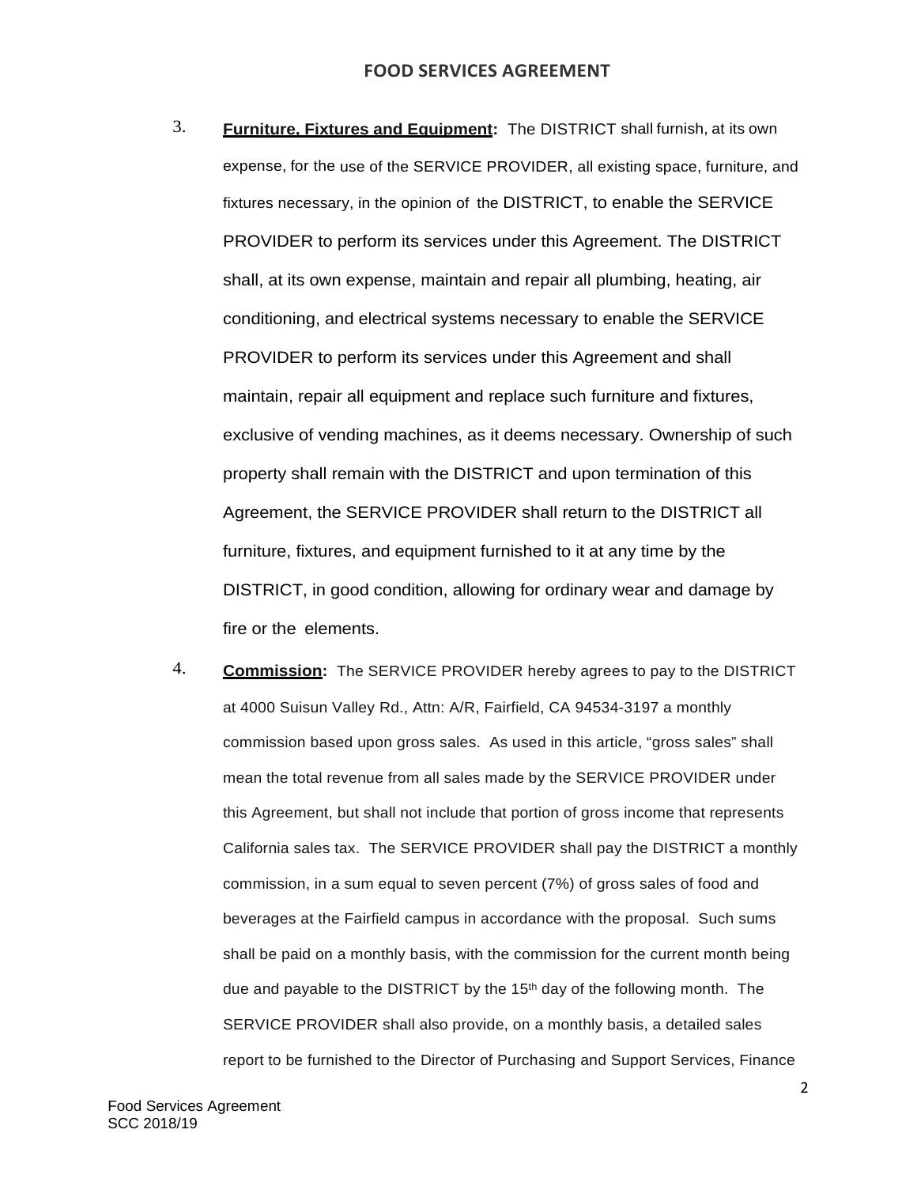3. **Furniture, Fixtures and Equipment:** The DISTRICT shall furnish, at its own expense, for the use of the SERVICE PROVIDER, all existing space, furniture, and fixtures necessary, in the opinion of the DISTRICT, to enable the SERVICE PROVIDER to perform its services under this Agreement. The DISTRICT shall, at its own expense, maintain and repair all plumbing, heating, air conditioning, and electrical systems necessary to enable the SERVICE PROVIDER to perform its services under this Agreement and shall maintain, repair all equipment and replace such furniture and fixtures, exclusive of vending machines, as it deems necessary. Ownership of such property shall remain with the DISTRICT and upon termination of this Agreement, the SERVICE PROVIDER shall return to the DISTRICT all furniture, fixtures, and equipment furnished to it at any time by the DISTRICT, in good condition, allowing for ordinary wear and damage by fire or the elements.

4. **Commission:** The SERVICE PROVIDER hereby agrees to pay to the DISTRICT at 4000 Suisun Valley Rd., Attn: A/R, Fairfield, CA 94534-3197 a monthly commission based upon gross sales. As used in this article, "gross sales" shall mean the total revenue from all sales made by the SERVICE PROVIDER under this Agreement, but shall not include that portion of gross income that represents California sales tax. The SERVICE PROVIDER shall pay the DISTRICT a monthly commission, in a sum equal to seven percent (7%) of gross sales of food and beverages at the Fairfield campus in accordance with the proposal. Such sums shall be paid on a monthly basis, with the commission for the current month being due and payable to the DISTRICT by the 15th day of the following month. The SERVICE PROVIDER shall also provide, on a monthly basis, a detailed sales report to be furnished to the Director of Purchasing and Support Services, Finance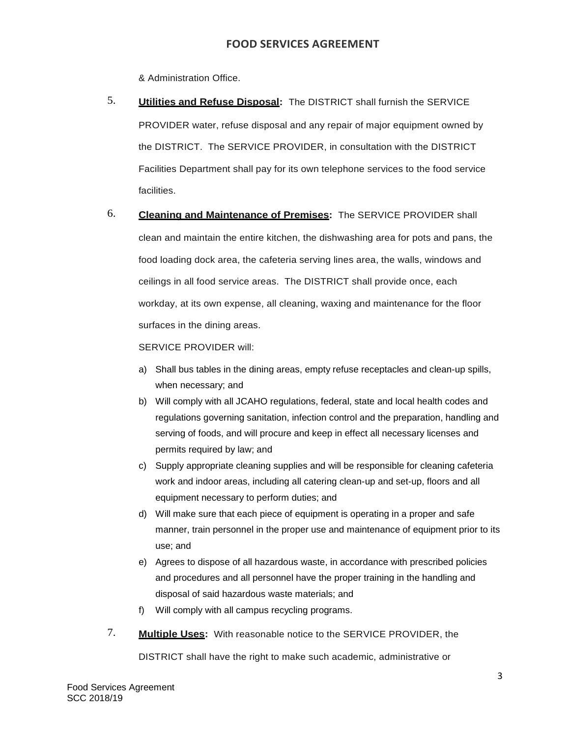& Administration Office.

5. **Utilities and Refuse Disposal:** The DISTRICT shall furnish the SERVICE PROVIDER water, refuse disposal and any repair of major equipment owned by the DISTRICT. The SERVICE PROVIDER, in consultation with the DISTRICT Facilities Department shall pay for its own telephone services to the food service facilities.

6. **Cleaning and Maintenance of Premises:** The SERVICE PROVIDER shall clean and maintain the entire kitchen, the dishwashing area for pots and pans, the food loading dock area, the cafeteria serving lines area, the walls, windows and ceilings in all food service areas. The DISTRICT shall provide once, each workday, at its own expense, all cleaning, waxing and maintenance for the floor surfaces in the dining areas.

   SERVICE PROVIDER will:

   a) Shall bus tables in the dining areas, empty refuse receptacles and clean-up spills, when necessary; and
   b) Will comply with all JCAHO regulations, federal, state and local health codes and regulations governing sanitation, infection control and the preparation, handling and serving of foods, and will procure and keep in effect all necessary licenses and permits required by law; and
   c) Supply appropriate cleaning supplies and will be responsible for cleaning cafeteria work and indoor areas, including all catering clean-up and set-up, floors and all equipment necessary to perform duties; and
   d) Will make sure that each piece of equipment is operating in a proper and safe manner, train personnel in the proper use and maintenance of equipment prior to its use; and
   e) Agrees to dispose of all hazardous waste, in accordance with prescribed policies and procedures and all personnel have the proper training in the handling and disposal of said hazardous waste materials; and
   f) Will comply with all campus recycling programs.

7. **Multiple Uses:** With reasonable notice to the SERVICE PROVIDER, the DISTRICT shall have the right to make such academic, administrative or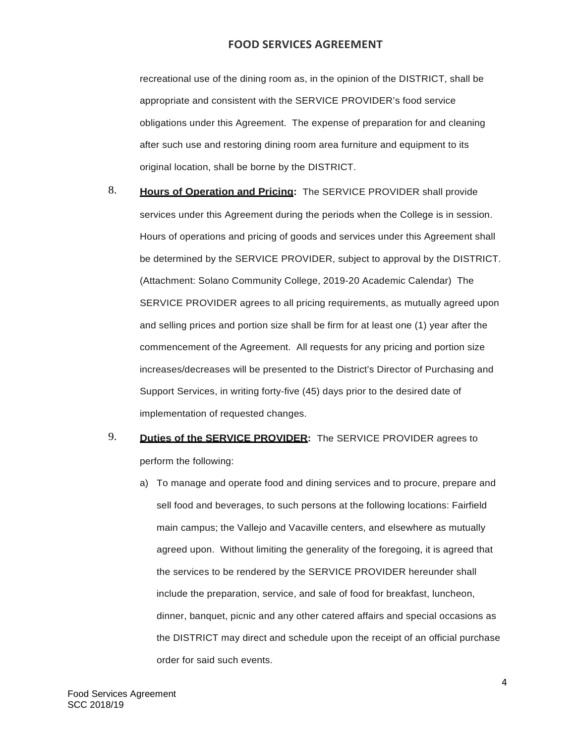recreational use of the dining room as, in the opinion of the DISTRICT, shall be appropriate and consistent with the SERVICE PROVIDER's food service obligations under this Agreement. The expense of preparation for and cleaning after such use and restoring dining room area furniture and equipment to its original location, shall be borne by the DISTRICT.

8. **Hours of Operation and Pricing:** The SERVICE PROVIDER shall provide services under this Agreement during the periods when the College is in session. Hours of operations and pricing of goods and services under this Agreement shall be determined by the SERVICE PROVIDER, subject to approval by the DISTRICT. (Attachment: Solano Community College, 2019-20 Academic Calendar) The SERVICE PROVIDER agrees to all pricing requirements, as mutually agreed upon and selling prices and portion size shall be firm for at least one (1) year after the commencement of the Agreement. All requests for any pricing and portion size increases/decreases will be presented to the District's Director of Purchasing and Support Services, in writing forty-five (45) days prior to the desired date of implementation of requested changes.

9. **Duties of the SERVICE PROVIDER:** The SERVICE PROVIDER agrees to perform the following:

   a) To manage and operate food and dining services and to procure, prepare and sell food and beverages, to such persons at the following locations: Fairfield main campus; the Vallejo and Vacaville centers, and elsewhere as mutually agreed upon. Without limiting the generality of the foregoing, it is agreed that the services to be rendered by the SERVICE PROVIDER hereunder shall include the preparation, service, and sale of food for breakfast, luncheon, dinner, banquet, picnic and any other catered affairs and special occasions as the DISTRICT may direct and schedule upon the receipt of an official purchase order for said such events.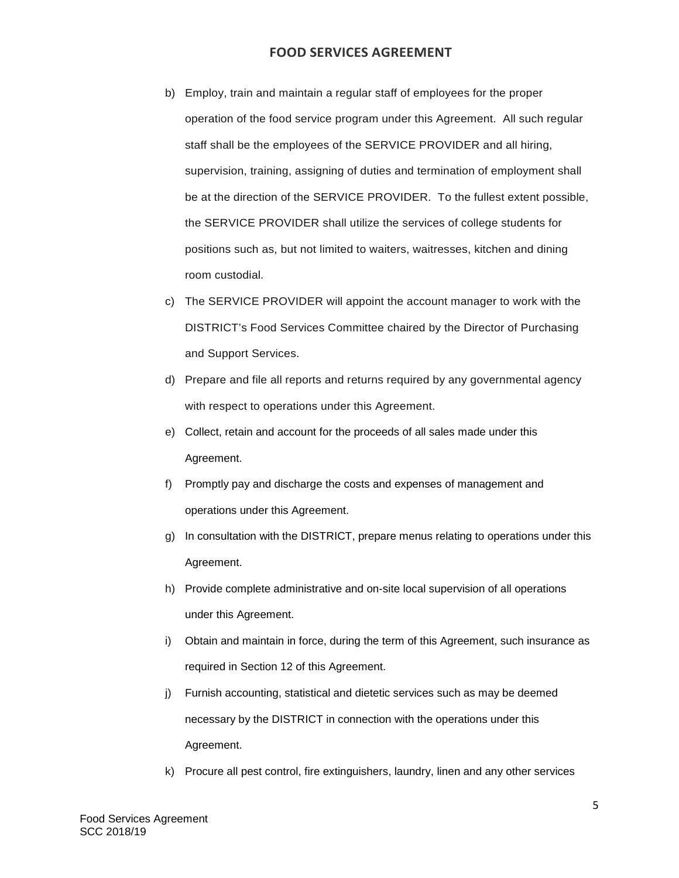b) Employ, train and maintain a regular staff of employees for the proper operation of the food service program under this Agreement. All such regular staff shall be the employees of the SERVICE PROVIDER and all hiring, supervision, training, assigning of duties and termination of employment shall be at the direction of the SERVICE PROVIDER. To the fullest extent possible, the SERVICE PROVIDER shall utilize the services of college students for positions such as, but not limited to waiters, waitresses, kitchen and dining room custodial.

c) The SERVICE PROVIDER will appoint the account manager to work with the DISTRICT's Food Services Committee chaired by the Director of Purchasing and Support Services.

d) Prepare and file all reports and returns required by any governmental agency with respect to operations under this Agreement.

e) Collect, retain and account for the proceeds of all sales made under this Agreement.

f) Promptly pay and discharge the costs and expenses of management and operations under this Agreement.

g) In consultation with the DISTRICT, prepare menus relating to operations under this Agreement.

h) Provide complete administrative and on-site local supervision of all operations under this Agreement.

i) Obtain and maintain in force, during the term of this Agreement, such insurance as required in Section 12 of this Agreement.

j) Furnish accounting, statistical and dietetic services such as may be deemed necessary by the DISTRICT in connection with the operations under this Agreement.

k) Procure all pest control, fire extinguishers, laundry, linen and any other services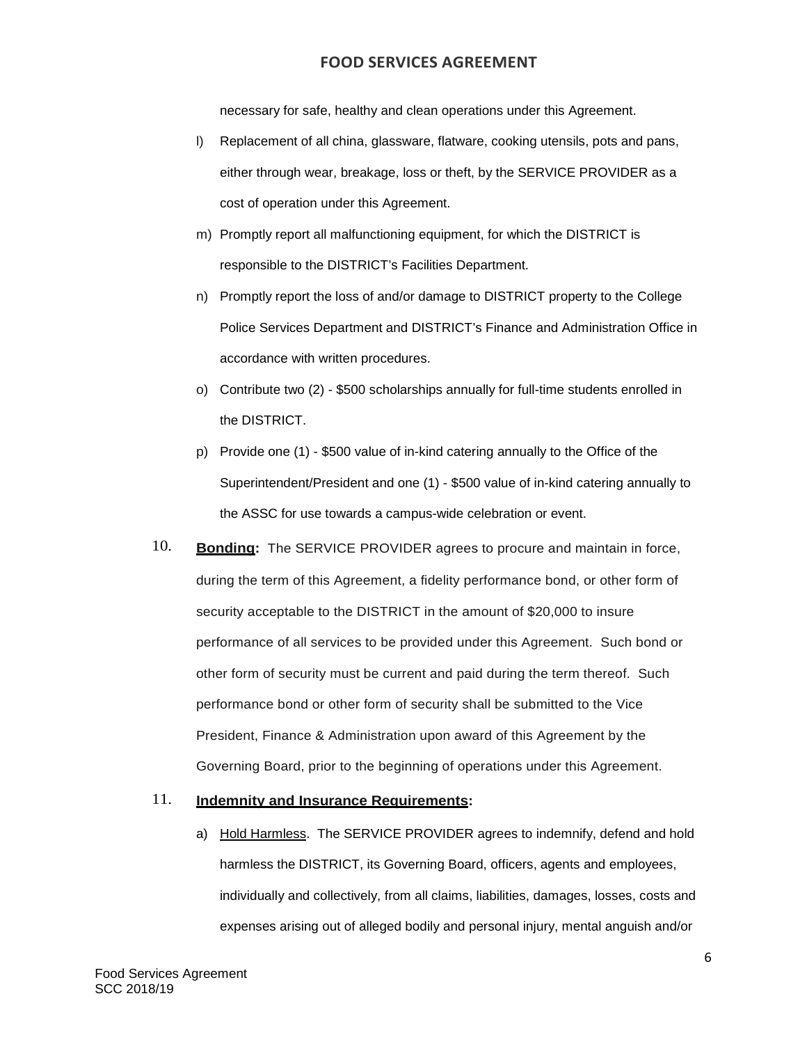necessary for safe, healthy and clean operations under this Agreement.

l) Replacement of all china, glassware, flatware, cooking utensils, pots and pans, either through wear, breakage, loss or theft, by the SERVICE PROVIDER as a cost of operation under this Agreement.

m) Promptly report all malfunctioning equipment, for which the DISTRICT is responsible to the DISTRICT's Facilities Department.

n) Promptly report the loss of and/or damage to DISTRICT property to the College Police Services Department and DISTRICT's Finance and Administration Office in accordance with written procedures.

o) Contribute two (2) - $500 scholarships annually for full-time students enrolled in the DISTRICT.

p) Provide one (1) - $500 value of in-kind catering annually to the Office of the Superintendent/President and one (1) - $500 value of in-kind catering annually to the ASSC for use towards a campus-wide celebration or event.

10. **Bonding:** The SERVICE PROVIDER agrees to procure and maintain in force, during the term of this Agreement, a fidelity performance bond, or other form of security acceptable to the DISTRICT in the amount of $20,000 to insure performance of all services to be provided under this Agreement. Such bond or other form of security must be current and paid during the term thereof. Such performance bond or other form of security shall be submitted to the Vice President, Finance & Administration upon award of this Agreement by the Governing Board, prior to the beginning of operations under this Agreement.

11. **Indemnity and Insurance Requirements:**

a) Hold Harmless. The SERVICE PROVIDER agrees to indemnify, defend and hold harmless the DISTRICT, its Governing Board, officers, agents and employees, individually and collectively, from all claims, liabilities, damages, losses, costs and expenses arising out of alleged bodily and personal injury, mental anguish and/or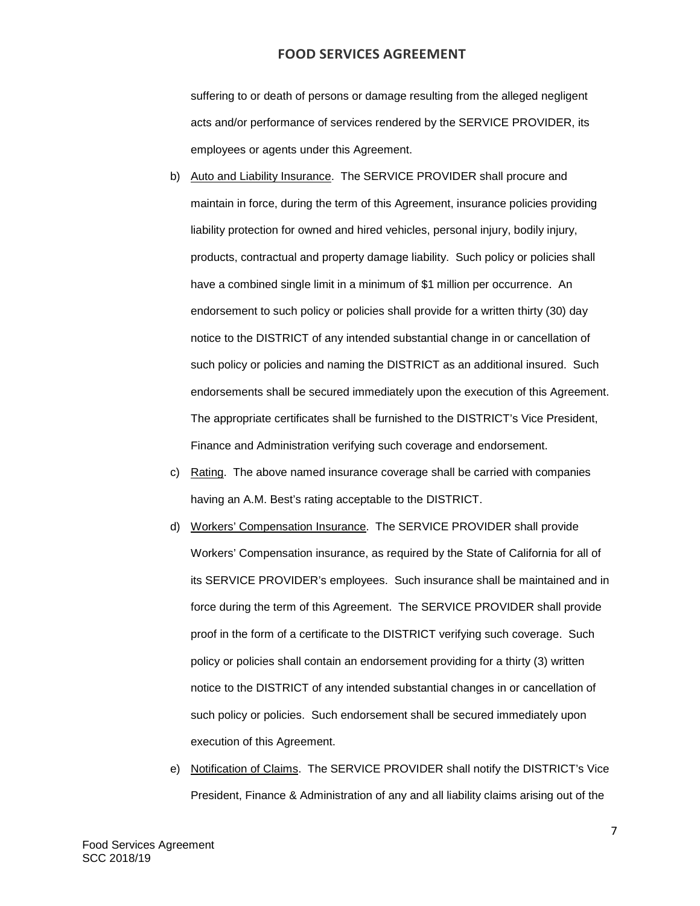suffering to or death of persons or damage resulting from the alleged negligent acts and/or performance of services rendered by the SERVICE PROVIDER, its employees or agents under this Agreement.

b) Auto and Liability Insurance. The SERVICE PROVIDER shall procure and maintain in force, during the term of this Agreement, insurance policies providing liability protection for owned and hired vehicles, personal injury, bodily injury, products, contractual and property damage liability. Such policy or policies shall have a combined single limit in a minimum of $1 million per occurrence. An endorsement to such policy or policies shall provide for a written thirty (30) day notice to the DISTRICT of any intended substantial change in or cancellation of such policy or policies and naming the DISTRICT as an additional insured. Such endorsements shall be secured immediately upon the execution of this Agreement. The appropriate certificates shall be furnished to the DISTRICT's Vice President, Finance and Administration verifying such coverage and endorsement.

c) Rating. The above named insurance coverage shall be carried with companies having an A.M. Best's rating acceptable to the DISTRICT.

d) Workers' Compensation Insurance. The SERVICE PROVIDER shall provide Workers' Compensation insurance, as required by the State of California for all of its SERVICE PROVIDER's employees. Such insurance shall be maintained and in force during the term of this Agreement. The SERVICE PROVIDER shall provide proof in the form of a certificate to the DISTRICT verifying such coverage. Such policy or policies shall contain an endorsement providing for a thirty (3) written notice to the DISTRICT of any intended substantial changes in or cancellation of such policy or policies. Such endorsement shall be secured immediately upon execution of this Agreement.

e) Notification of Claims. The SERVICE PROVIDER shall notify the DISTRICT's Vice President, Finance & Administration of any and all liability claims arising out of the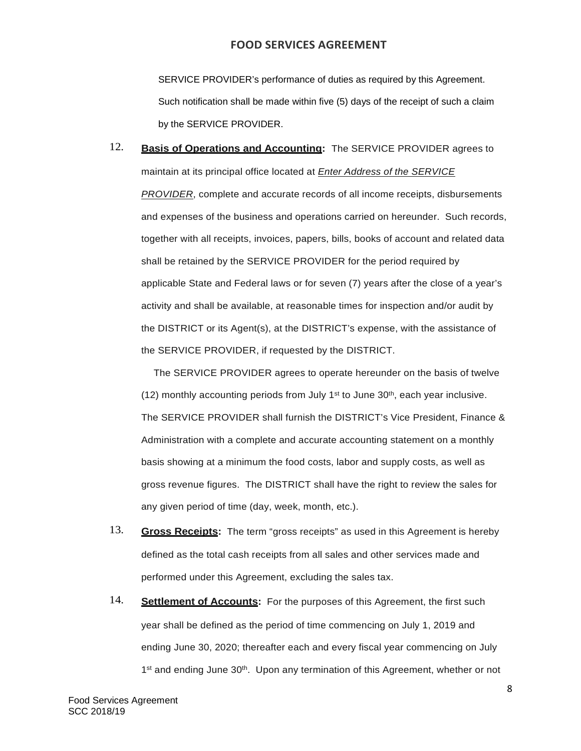SERVICE PROVIDER's performance of duties as required by this Agreement. Such notification shall be made within five (5) days of the receipt of such a claim by the SERVICE PROVIDER.

12. **Basis of Operations and Accounting:** The SERVICE PROVIDER agrees to maintain at its principal office located at *Enter Address of the SERVICE PROVIDER*, complete and accurate records of all income receipts, disbursements and expenses of the business and operations carried on hereunder. Such records, together with all receipts, invoices, papers, bills, books of account and related data shall be retained by the SERVICE PROVIDER for the period required by applicable State and Federal laws or for seven (7) years after the close of a year's activity and shall be available, at reasonable times for inspection and/or audit by the DISTRICT or its Agent(s), at the DISTRICT's expense, with the assistance of the SERVICE PROVIDER, if requested by the DISTRICT.

    The SERVICE PROVIDER agrees to operate hereunder on the basis of twelve (12) monthly accounting periods from July 1st to June 30th, each year inclusive. The SERVICE PROVIDER shall furnish the DISTRICT's Vice President, Finance & Administration with a complete and accurate accounting statement on a monthly basis showing at a minimum the food costs, labor and supply costs, as well as gross revenue figures. The DISTRICT shall have the right to review the sales for any given period of time (day, week, month, etc.).

13. **Gross Receipts:** The term "gross receipts" as used in this Agreement is hereby defined as the total cash receipts from all sales and other services made and performed under this Agreement, excluding the sales tax.

14. **Settlement of Accounts:** For the purposes of this Agreement, the first such year shall be defined as the period of time commencing on July 1, 2019 and ending June 30, 2020; thereafter each and every fiscal year commencing on July 1st and ending June 30th. Upon any termination of this Agreement, whether or not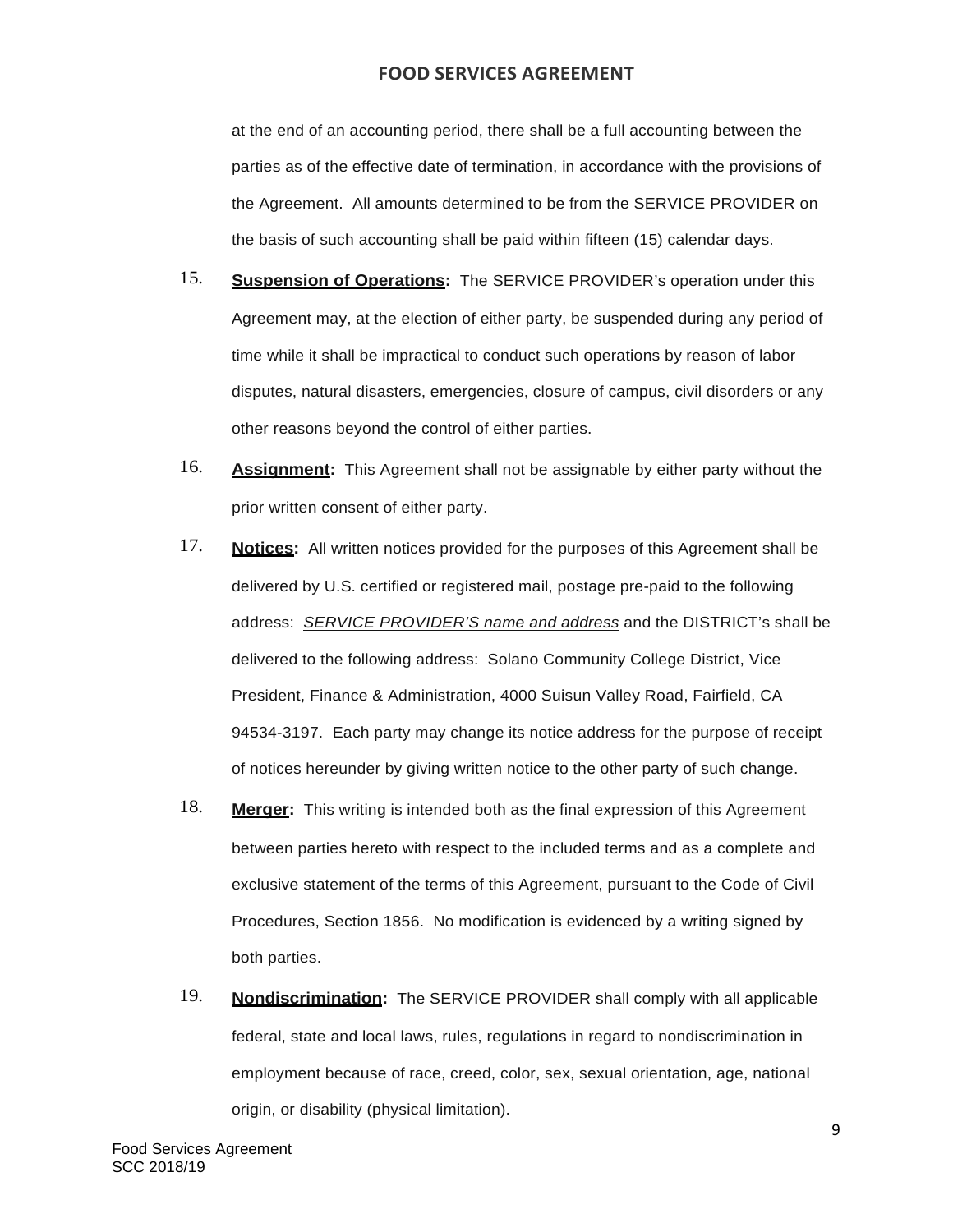at the end of an accounting period, there shall be a full accounting between the parties as of the effective date of termination, in accordance with the provisions of the Agreement. All amounts determined to be from the SERVICE PROVIDER on the basis of such accounting shall be paid within fifteen (15) calendar days.

15. **Suspension of Operations:** The SERVICE PROVIDER's operation under this Agreement may, at the election of either party, be suspended during any period of time while it shall be impractical to conduct such operations by reason of labor disputes, natural disasters, emergencies, closure of campus, civil disorders or any other reasons beyond the control of either parties.

16. **Assignment:** This Agreement shall not be assignable by either party without the prior written consent of either party.

17. **Notices:** All written notices provided for the purposes of this Agreement shall be delivered by U.S. certified or registered mail, postage pre-paid to the following address: *SERVICE PROVIDER'S name and address* and the DISTRICT's shall be delivered to the following address: Solano Community College District, Vice President, Finance & Administration, 4000 Suisun Valley Road, Fairfield, CA 94534-3197. Each party may change its notice address for the purpose of receipt of notices hereunder by giving written notice to the other party of such change.

18. **Merger:** This writing is intended both as the final expression of this Agreement between parties hereto with respect to the included terms and as a complete and exclusive statement of the terms of this Agreement, pursuant to the Code of Civil Procedures, Section 1856. No modification is evidenced by a writing signed by both parties.

19. **Nondiscrimination:** The SERVICE PROVIDER shall comply with all applicable federal, state and local laws, rules, regulations in regard to nondiscrimination in employment because of race, creed, color, sex, sexual orientation, age, national origin, or disability (physical limitation).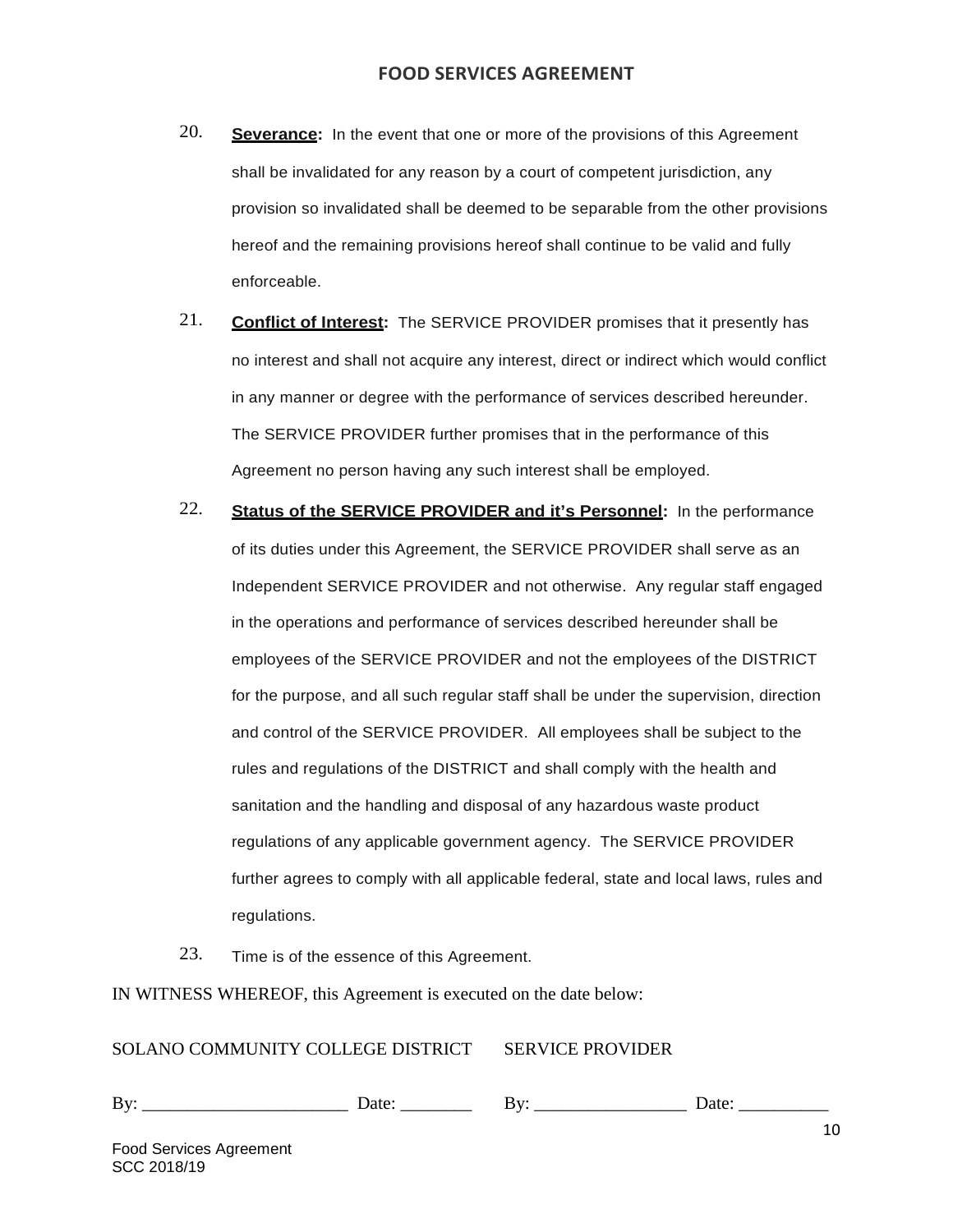20. **Severance:** In the event that one or more of the provisions of this Agreement shall be invalidated for any reason by a court of competent jurisdiction, any provision so invalidated shall be deemed to be separable from the other provisions hereof and the remaining provisions hereof shall continue to be valid and fully enforceable.

21. **Conflict of Interest:** The SERVICE PROVIDER promises that it presently has no interest and shall not acquire any interest, direct or indirect which would conflict in any manner or degree with the performance of services described hereunder. The SERVICE PROVIDER further promises that in the performance of this Agreement no person having any such interest shall be employed.

22. **Status of the SERVICE PROVIDER and it's Personnel:** In the performance of its duties under this Agreement, the SERVICE PROVIDER shall serve as an Independent SERVICE PROVIDER and not otherwise. Any regular staff engaged in the operations and performance of services described hereunder shall be employees of the SERVICE PROVIDER and not the employees of the DISTRICT for the purpose, and all such regular staff shall be under the supervision, direction and control of the SERVICE PROVIDER. All employees shall be subject to the rules and regulations of the DISTRICT and shall comply with the health and sanitation and the handling and disposal of any hazardous waste product regulations of any applicable government agency. The SERVICE PROVIDER further agrees to comply with all applicable federal, state and local laws, rules and regulations.

23. Time is of the essence of this Agreement.

IN WITNESS WHEREOF, this Agreement is executed on the date below:

SOLANO COMMUNITY COLLEGE DISTRICT SERVICE PROVIDER

By: ______________________ Date: ________ By: _________________ Date: __________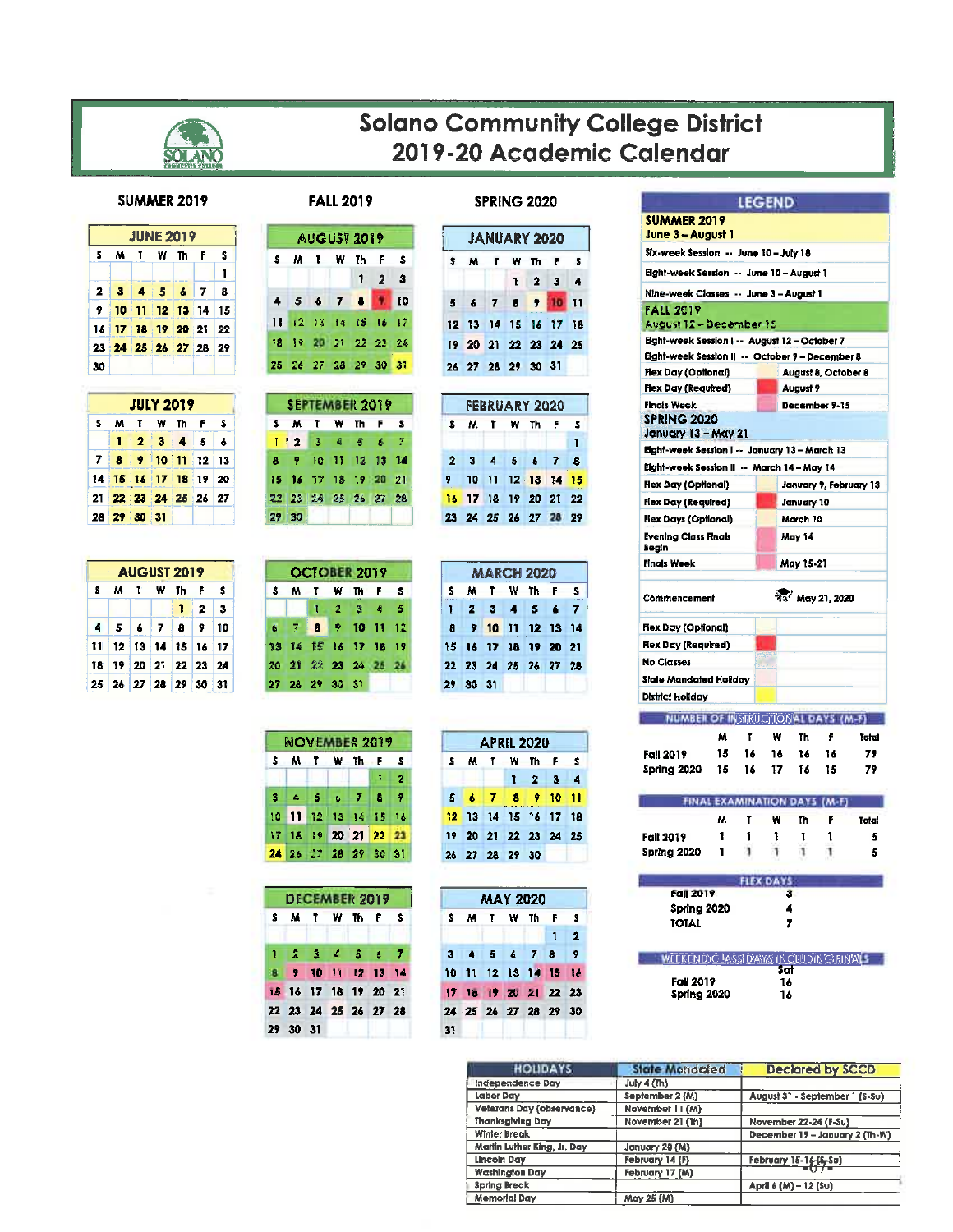# Solano Community College District
# 2019-20 Academic Calendar

## SUMMER 2019

**JUNE 2019**

| S | M | T | W | Th | F | S |
|---|---|---|---|---|---|---|
| | | | | | | 1 |
| 2 | 3 | 4 | 5 | 6 | 7 | 8 |
| 9 | 10 | 11 | 12 | 13 | 14 | 15 |
| 16 | 17 | 18 | 19 | 20 | 21 | 22 |
| 23 | 24 | 25 | 26 | 27 | 28 | 29 |
| 30 | | | | | | |

**JULY 2019**

| S | M | T | W | Th | F | S |
|---|---|---|---|---|---|---|
| | 1 | 2 | 3 | 4 | 5 | 6 |
| 7 | 8 | 9 | 10 | 11 | 12 | 13 |
| 14 | 15 | 16 | 17 | 18 | 19 | 20 |
| 21 | 22 | 23 | 24 | 25 | 26 | 27 |
| 28 | 29 | 30 | 31 | | | |

**AUGUST 2019**

| S | M | T | W | Th | F | S |
|---|---|---|---|---|---|---|
| | | | | 1 | 2 | 3 |
| 4 | 5 | 6 | 7 | 8 | 9 | 10 |
| 11 | 12 | 13 | 14 | 15 | 16 | 17 |
| 18 | 19 | 20 | 21 | 22 | 23 | 24 |
| 25 | 26 | 27 | 28 | 29 | 30 | 31 |

## FALL 2019

**AUGUST 2019**

| S | M | T | W | Th | F | S |
|---|---|---|---|---|---|---|
| | | | | 1 | 2 | 3 |
| 4 | 5 | 6 | 7 | 8 | 9 | 10 |
| 11 | 12 | 13 | 14 | 15 | 16 | 17 |
| 18 | 19 | 20 | 21 | 22 | 23 | 24 |
| 25 | 26 | 27 | 28 | 29 | 30 | 31 |

**SEPTEMBER 2019**

| S | M | T | W | Th | F | S |
|---|---|---|---|---|---|---|
| 1 | 2 | 3 | 4 | 5 | 6 | 7 |
| 8 | 9 | 10 | 11 | 12 | 13 | 14 |
| 15 | 16 | 17 | 18 | 19 | 20 | 21 |
| 22 | 23 | 24 | 25 | 26 | 27 | 28 |
| 29 | 30 | | | | | |

**OCTOBER 2019**

| S | M | T | W | Th | F | S |
|---|---|---|---|---|---|---|
| | | 1 | 2 | 3 | 4 | 5 |
| 6 | 7 | 8 | 9 | 10 | 11 | 12 |
| 13 | 14 | 15 | 16 | 17 | 18 | 19 |
| 20 | 21 | 22 | 23 | 24 | 25 | 26 |
| 27 | 28 | 29 | 30 | 31 | | |

**NOVEMBER 2019**

| S | M | T | W | Th | F | S |
|---|---|---|---|---|---|---|
| | | | | | 1 | 2 |
| 3 | 4 | 5 | 6 | 7 | 8 | 9 |
| 10 | 11 | 12 | 13 | 14 | 15 | 16 |
| 17 | 18 | 19 | 20 | 21 | 22 | 23 |
| 24 | 25 | 26 | 27 | 28 | 29 | 30 |

**DECEMBER 2019**

| S | M | T | W | Th | F | S |
|---|---|---|---|---|---|---|
| 1 | 2 | 3 | 4 | 5 | 6 | 7 |
| 8 | 9 | 10 | 11 | 12 | 13 | 14 |
| 15 | 16 | 17 | 18 | 19 | 20 | 21 |
| 22 | 23 | 24 | 25 | 26 | 27 | 28 |
| 29 | 30 | 31 | | | | |

## SPRING 2020

**JANUARY 2020**

| S | M | T | W | Th | F | S |
|---|---|---|---|---|---|---|
| | | | 1 | 2 | 3 | 4 |
| 5 | 6 | 7 | 8 | 9 | 10 | 11 |
| 12 | 13 | 14 | 15 | 16 | 17 | 18 |
| 19 | 20 | 21 | 22 | 23 | 24 | 25 |
| 26 | 27 | 28 | 29 | 30 | 31 | |

**FEBRUARY 2020**

| S | M | T | W | Th | F | S |
|---|---|---|---|---|---|---|
| | | | | | | 1 |
| 2 | 3 | 4 | 5 | 6 | 7 | 8 |
| 9 | 10 | 11 | 12 | 13 | 14 | 15 |
| 16 | 17 | 18 | 19 | 20 | 21 | 22 |
| 23 | 24 | 25 | 26 | 27 | 28 | 29 |

**MARCH 2020**

| S | M | T | W | Th | F | S |
|---|---|---|---|---|---|---|
| 1 | 2 | 3 | 4 | 5 | 6 | 7 |
| 8 | 9 | 10 | 11 | 12 | 13 | 14 |
| 15 | 16 | 17 | 18 | 19 | 20 | 21 |
| 22 | 23 | 24 | 25 | 26 | 27 | 28 |
| 29 | 30 | 31 | | | | |

**APRIL 2020**

| S | M | T | W | Th | F | S |
|---|---|---|---|---|---|---|
| | | | 1 | 2 | 3 | 4 |
| 5 | 6 | 7 | 8 | 9 | 10 | 11 |
| 12 | 13 | 14 | 15 | 16 | 17 | 18 |
| 19 | 20 | 21 | 22 | 23 | 24 | 25 |
| 26 | 27 | 28 | 29 | 30 | | |

**MAY 2020**

| S | M | T | W | Th | F | S |
|---|---|---|---|---|---|---|
| | | | | | 1 | 2 |
| 3 | 4 | 5 | 6 | 7 | 8 | 9 |
| 10 | 11 | 12 | 13 | 14 | 15 | 16 |
| 17 | 18 | 19 | 20 | 21 | 22 | 23 |
| 24 | 25 | 26 | 27 | 28 | 29 | 30 |
| 31 | | | | | | |

## LEGEND

**SUMMER 2019**
June 3 – August 1

| | |
|---|---|
| Six-week Session -- June 10 – July 18 | |
| Eight-week Session -- June 10 – August 1 | |
| Nine-week Classes -- June 3 – August 1 | |

**FALL 2019**
August 12 – December 15

| | |
|---|---|
| Eight-week Session I -- August 12 – October 7 | |
| Eight-week Session II -- October 9 – December 8 | |
| Flex Day (Optional) | August 8, October 8 |
| Flex Day (Required) | August 9 |
| Finals Week | December 9-15 |

**SPRING 2020**
January 13 – May 21

| | |
|---|---|
| Eight-week Session I -- January 13 – March 13 | |
| Eight-week Session II -- March 14 – May 14 | |
| Flex Day (Optional) | January 9, February 13 |
| Flex Day (Required) | January 10 |
| Flex Days (Optional) | March 10 |
| Evening Class Finals Begin | May 14 |
| Finals Week | May 15-21 |
| Commencement | May 21, 2020 |

- Flex Day (Optional)
- Flex Day (Required)
- No Classes
- State Mandated Holiday
- District Holiday

### NUMBER OF INSTRUCTIONAL DAYS (M-F)

| | M | T | W | Th | F | Total |
|---|---|---|---|---|---|---|
| Fall 2019 | 15 | 16 | 16 | 16 | 16 | 79 |
| Spring 2020 | 15 | 16 | 17 | 16 | 15 | 79 |

### FINAL EXAMINATION DAYS (M-F)

| | M | T | W | Th | F | Total |
|---|---|---|---|---|---|---|
| Fall 2019 | 1 | 1 | 1 | 1 | 1 | 5 |
| Spring 2020 | 1 | 1 | 1 | 1 | 1 | 5 |

### FLEX DAYS

| | |
|---|---|
| Fall 2019 | 3 |
| Spring 2020 | 4 |
| TOTAL | 7 |

### WEEKEND CLASS DAYS INCLUDING FINALS

| | Sat |
|---|---|
| Fall 2019 | 16 |
| Spring 2020 | 16 |

### HOLIDAYS

| HOLIDAYS | State Mandated | Declared by SCCD |
|---|---|---|
| Independence Day | July 4 (Th) | |
| Labor Day | September 2 (M) | August 31 - September 1 (S-Su) |
| Veterans Day (observance) | November 11 (M) | |
| Thanksgiving Day | November 21 (Th) | November 22-24 (F-Su) |
| Winter Break | | December 19 – January 2 (Th-W) |
| Martin Luther King, Jr. Day | January 20 (M) | |
| Lincoln Day | February 14 (F) | February 15-16 (S-Su) |
| Washington Day | February 17 (M) | |
| Spring Break | | April 6 (M) - 12 (Su) |
| Memorial Day | May 25 (M) | |